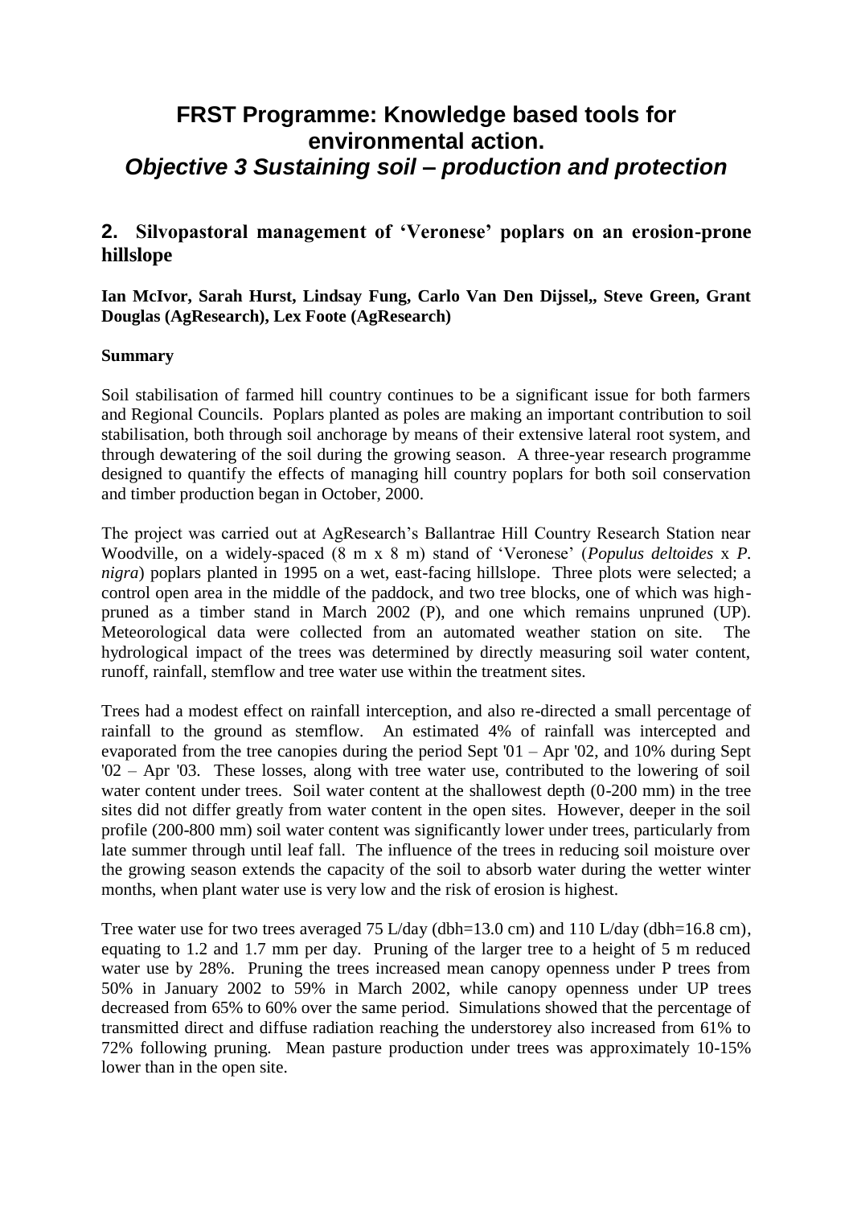# FRST Programme: Knowledge based tools for environmental action.

## *Objective 3 Sustaining soil – production and protection*

### 2. Silvopastoral management of 'Veronese' poplars on an erosion-prone hillslope

**Ian McIvor, Sarah Hurst, Lindsay Fung, Carlo Van Den Dijssel,, Steve Green, Grant Douglas (AgResearch), Lex Foote (AgResearch)**

**Summary**

Soil stabilisation of farmed hill country continues to be a significant issue for both farmers and Regional Councils. Poplars planted as poles are making an important contribution to soil stabilisation, both through soil anchorage by means of their extensive lateral root system, and through dewatering of the soil during the growing season. A three-year research programme designed to quantify the effects of managing hill country poplars for both soil conservation and timber production began in October, 2000.

The project was carried out at AgResearch's Ballantrae Hill Country Research Station near Woodville, on a widely-spaced (8 m x 8 m) stand of 'Veronese' (*Populus deltoides* x *P. nigra*) poplars planted in 1995 on a wet, east-facing hillslope. Three plots were selected; a control open area in the middle of the paddock, and two tree blocks, one of which was high-pruned as a timber stand in March 2002 (P), and one which remains unpruned (UP). Meteorological data were collected from an automated weather station on site. The hydrological impact of the trees was determined by directly measuring soil water content, runoff, rainfall, stemflow and tree water use within the treatment sites.

Trees had a modest effect on rainfall interception, and also re-directed a small percentage of rainfall to the ground as stemflow. An estimated 4% of rainfall was intercepted and evaporated from the tree canopies during the period Sept '01 – Apr '02, and 10% during Sept '02 – Apr '03. These losses, along with tree water use, contributed to the lowering of soil water content under trees. Soil water content at the shallowest depth (0-200 mm) in the tree sites did not differ greatly from water content in the open sites. However, deeper in the soil profile (200-800 mm) soil water content was significantly lower under trees, particularly from late summer through until leaf fall. The influence of the trees in reducing soil moisture over the growing season extends the capacity of the soil to absorb water during the wetter winter months, when plant water use is very low and the risk of erosion is highest.

Tree water use for two trees averaged 75 L/day (dbh=13.0 cm) and 110 L/day (dbh=16.8 cm), equating to 1.2 and 1.7 mm per day. Pruning of the larger tree to a height of 5 m reduced water use by 28%. Pruning the trees increased mean canopy openness under P trees from 50% in January 2002 to 59% in March 2002, while canopy openness under UP trees decreased from 65% to 60% over the same period. Simulations showed that the percentage of transmitted direct and diffuse radiation reaching the understorey also increased from 61% to 72% following pruning. Mean pasture production under trees was approximately 10-15% lower than in the open site.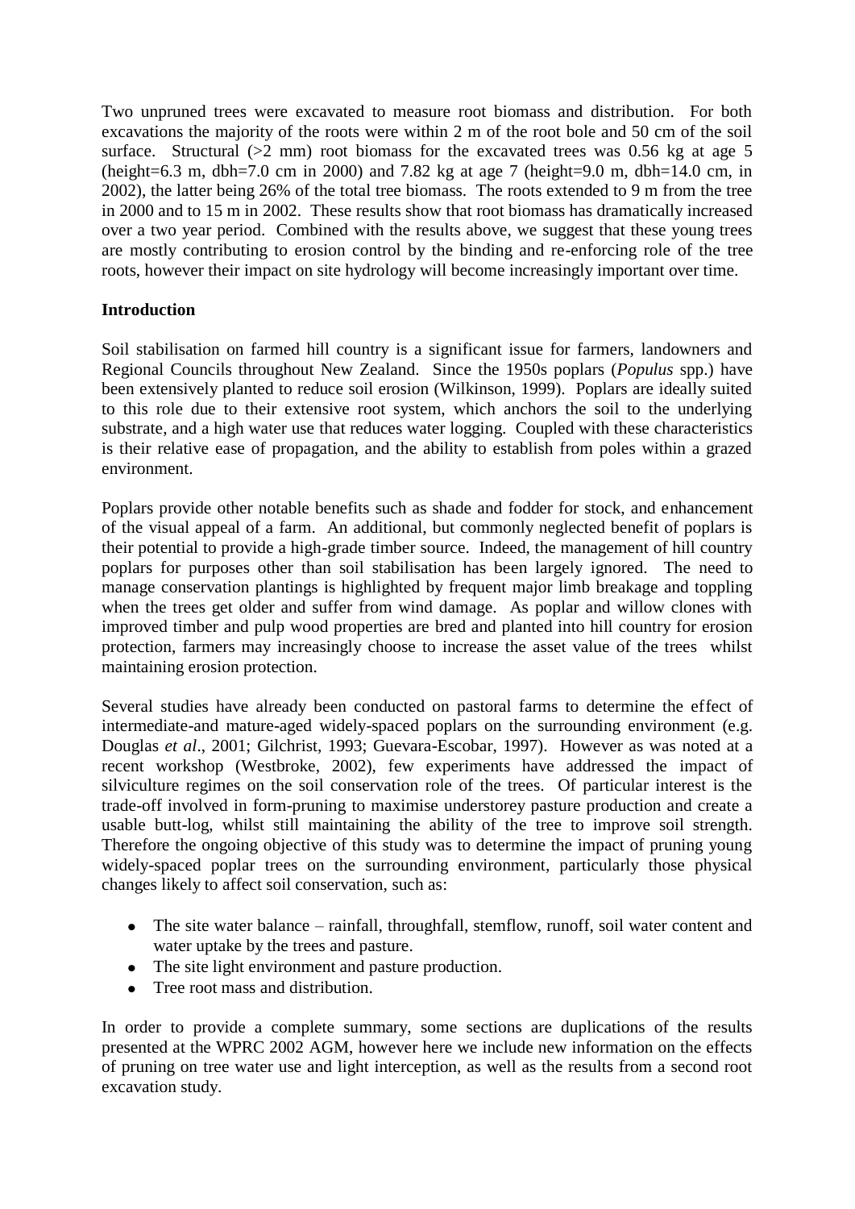Two unpruned trees were excavated to measure root biomass and distribution. For both excavations the majority of the roots were within 2 m of the root bole and 50 cm of the soil surface. Structural (>2 mm) root biomass for the excavated trees was 0.56 kg at age 5 (height=6.3 m, dbh=7.0 cm in 2000) and 7.82 kg at age 7 (height=9.0 m, dbh=14.0 cm, in 2002), the latter being 26% of the total tree biomass. The roots extended to 9 m from the tree in 2000 and to 15 m in 2002. These results show that root biomass has dramatically increased over a two year period. Combined with the results above, we suggest that these young trees are mostly contributing to erosion control by the binding and re-enforcing role of the tree roots, however their impact on site hydrology will become increasingly important over time.

**Introduction**

Soil stabilisation on farmed hill country is a significant issue for farmers, landowners and Regional Councils throughout New Zealand. Since the 1950s poplars (*Populus* spp.) have been extensively planted to reduce soil erosion (Wilkinson, 1999). Poplars are ideally suited to this role due to their extensive root system, which anchors the soil to the underlying substrate, and a high water use that reduces water logging. Coupled with these characteristics is their relative ease of propagation, and the ability to establish from poles within a grazed environment.

Poplars provide other notable benefits such as shade and fodder for stock, and enhancement of the visual appeal of a farm. An additional, but commonly neglected benefit of poplars is their potential to provide a high-grade timber source. Indeed, the management of hill country poplars for purposes other than soil stabilisation has been largely ignored. The need to manage conservation plantings is highlighted by frequent major limb breakage and toppling when the trees get older and suffer from wind damage. As poplar and willow clones with improved timber and pulp wood properties are bred and planted into hill country for erosion protection, farmers may increasingly choose to increase the asset value of the trees whilst maintaining erosion protection.

Several studies have already been conducted on pastoral farms to determine the effect of intermediate-and mature-aged widely-spaced poplars on the surrounding environment (e.g. Douglas *et al*., 2001; Gilchrist, 1993; Guevara-Escobar, 1997). However as was noted at a recent workshop (Westbroke, 2002), few experiments have addressed the impact of silviculture regimes on the soil conservation role of the trees. Of particular interest is the trade-off involved in form-pruning to maximise understorey pasture production and create a usable butt-log, whilst still maintaining the ability of the tree to improve soil strength. Therefore the ongoing objective of this study was to determine the impact of pruning young widely-spaced poplar trees on the surrounding environment, particularly those physical changes likely to affect soil conservation, such as:

- The site water balance – rainfall, throughfall, stemflow, runoff, soil water content and water uptake by the trees and pasture.
- The site light environment and pasture production.
- Tree root mass and distribution.

In order to provide a complete summary, some sections are duplications of the results presented at the WPRC 2002 AGM, however here we include new information on the effects of pruning on tree water use and light interception, as well as the results from a second root excavation study.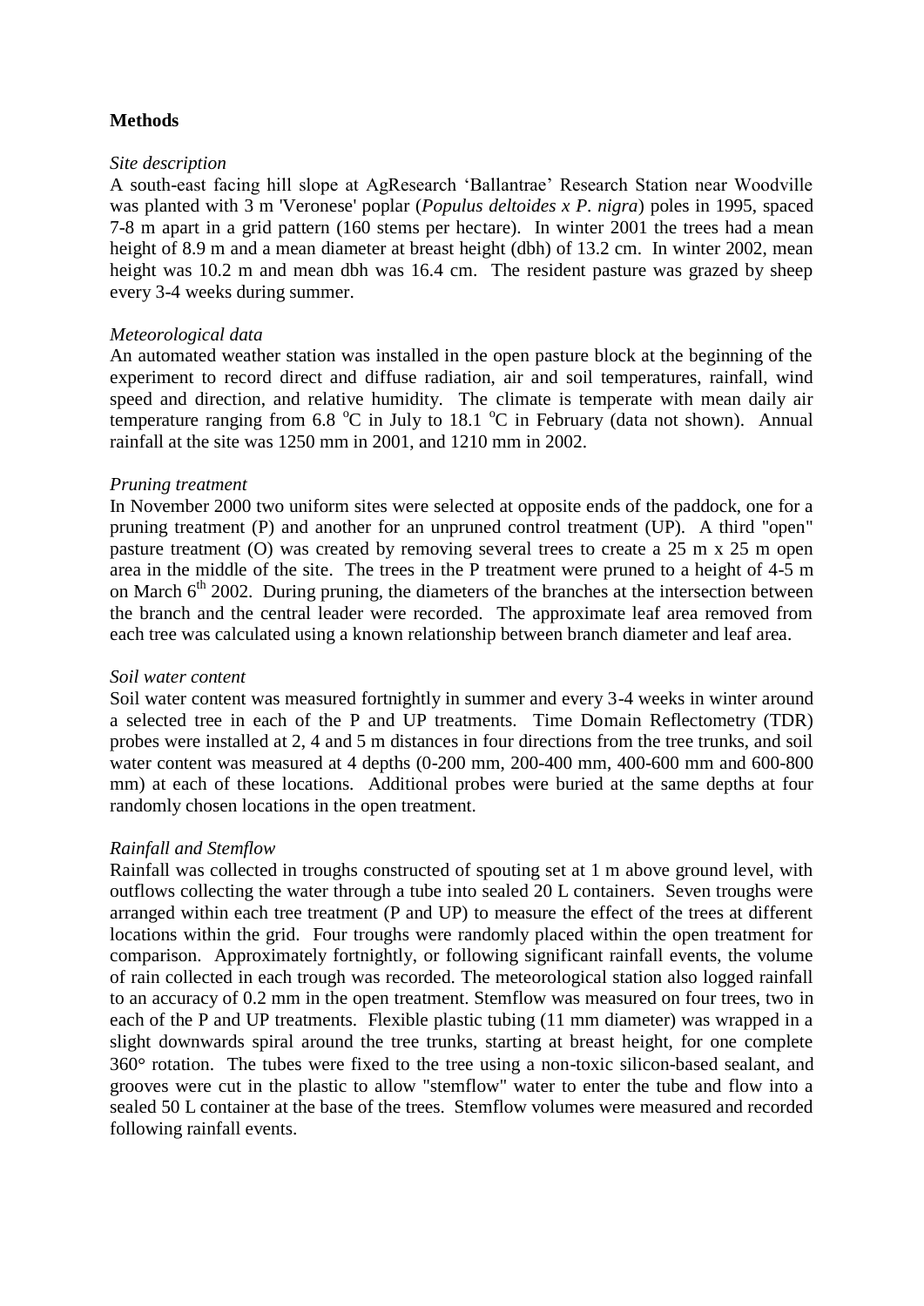**Methods**

*Site description*

A south-east facing hill slope at AgResearch 'Ballantrae' Research Station near Woodville was planted with 3 m 'Veronese' poplar (*Populus deltoides x P. nigra*) poles in 1995, spaced 7-8 m apart in a grid pattern (160 stems per hectare). In winter 2001 the trees had a mean height of 8.9 m and a mean diameter at breast height (dbh) of 13.2 cm. In winter 2002, mean height was 10.2 m and mean dbh was 16.4 cm. The resident pasture was grazed by sheep every 3-4 weeks during summer.

*Meteorological data*

An automated weather station was installed in the open pasture block at the beginning of the experiment to record direct and diffuse radiation, air and soil temperatures, rainfall, wind speed and direction, and relative humidity. The climate is temperate with mean daily air temperature ranging from 6.8 $^{o}$C in July to 18.1 $^{o}$C in February (data not shown). Annual rainfall at the site was 1250 mm in 2001, and 1210 mm in 2002.

*Pruning treatment*

In November 2000 two uniform sites were selected at opposite ends of the paddock, one for a pruning treatment (P) and another for an unpruned control treatment (UP). A third "open" pasture treatment (O) was created by removing several trees to create a 25 m x 25 m open area in the middle of the site. The trees in the P treatment were pruned to a height of 4-5 m on March 6$^{th}$ 2002. During pruning, the diameters of the branches at the intersection between the branch and the central leader were recorded. The approximate leaf area removed from each tree was calculated using a known relationship between branch diameter and leaf area.

*Soil water content*

Soil water content was measured fortnightly in summer and every 3-4 weeks in winter around a selected tree in each of the P and UP treatments. Time Domain Reflectometry (TDR) probes were installed at 2, 4 and 5 m distances in four directions from the tree trunks, and soil water content was measured at 4 depths (0-200 mm, 200-400 mm, 400-600 mm and 600-800 mm) at each of these locations. Additional probes were buried at the same depths at four randomly chosen locations in the open treatment.

*Rainfall and Stemflow*

Rainfall was collected in troughs constructed of spouting set at 1 m above ground level, with outflows collecting the water through a tube into sealed 20 L containers. Seven troughs were arranged within each tree treatment (P and UP) to measure the effect of the trees at different locations within the grid. Four troughs were randomly placed within the open treatment for comparison. Approximately fortnightly, or following significant rainfall events, the volume of rain collected in each trough was recorded. The meteorological station also logged rainfall to an accuracy of 0.2 mm in the open treatment. Stemflow was measured on four trees, two in each of the P and UP treatments. Flexible plastic tubing (11 mm diameter) was wrapped in a slight downwards spiral around the tree trunks, starting at breast height, for one complete 360° rotation. The tubes were fixed to the tree using a non-toxic silicon-based sealant, and grooves were cut in the plastic to allow "stemflow" water to enter the tube and flow into a sealed 50 L container at the base of the trees. Stemflow volumes were measured and recorded following rainfall events.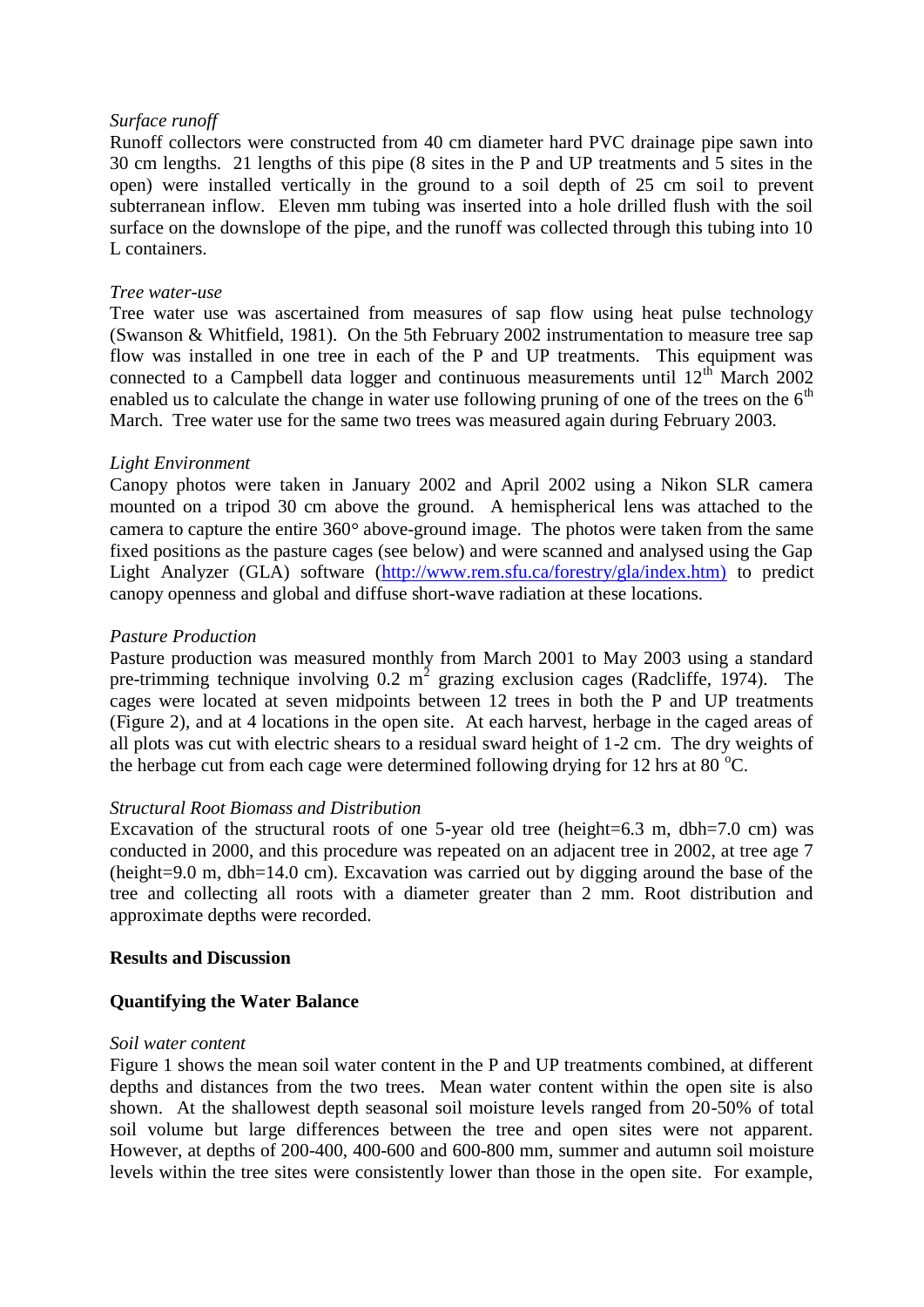*Surface runoff*

Runoff collectors were constructed from 40 cm diameter hard PVC drainage pipe sawn into 30 cm lengths. 21 lengths of this pipe (8 sites in the P and UP treatments and 5 sites in the open) were installed vertically in the ground to a soil depth of 25 cm soil to prevent subterranean inflow. Eleven mm tubing was inserted into a hole drilled flush with the soil surface on the downslope of the pipe, and the runoff was collected through this tubing into 10 L containers.

*Tree water-use*

Tree water use was ascertained from measures of sap flow using heat pulse technology (Swanson & Whitfield, 1981). On the 5th February 2002 instrumentation to measure tree sap flow was installed in one tree in each of the P and UP treatments. This equipment was connected to a Campbell data logger and continuous measurements until 12th March 2002 enabled us to calculate the change in water use following pruning of one of the trees on the 6th March. Tree water use for the same two trees was measured again during February 2003.

*Light Environment*

Canopy photos were taken in January 2002 and April 2002 using a Nikon SLR camera mounted on a tripod 30 cm above the ground. A hemispherical lens was attached to the camera to capture the entire 360° above-ground image. The photos were taken from the same fixed positions as the pasture cages (see below) and were scanned and analysed using the Gap Light Analyzer (GLA) software (http://www.rem.sfu.ca/forestry/gla/index.htm) to predict canopy openness and global and diffuse short-wave radiation at these locations.

*Pasture Production*

Pasture production was measured monthly from March 2001 to May 2003 using a standard pre-trimming technique involving 0.2 $m^2$ grazing exclusion cages (Radcliffe, 1974). The cages were located at seven midpoints between 12 trees in both the P and UP treatments (Figure 2), and at 4 locations in the open site. At each harvest, herbage in the caged areas of all plots was cut with electric shears to a residual sward height of 1-2 cm. The dry weights of the herbage cut from each cage were determined following drying for 12 hrs at 80 $^{o}$C.

*Structural Root Biomass and Distribution*

Excavation of the structural roots of one 5-year old tree (height=6.3 m, dbh=7.0 cm) was conducted in 2000, and this procedure was repeated on an adjacent tree in 2002, at tree age 7 (height=9.0 m, dbh=14.0 cm). Excavation was carried out by digging around the base of the tree and collecting all roots with a diameter greater than 2 mm. Root distribution and approximate depths were recorded.

**Results and Discussion**

**Quantifying the Water Balance**

*Soil water content*

Figure 1 shows the mean soil water content in the P and UP treatments combined, at different depths and distances from the two trees. Mean water content within the open site is also shown. At the shallowest depth seasonal soil moisture levels ranged from 20-50% of total soil volume but large differences between the tree and open sites were not apparent. However, at depths of 200-400, 400-600 and 600-800 mm, summer and autumn soil moisture levels within the tree sites were consistently lower than those in the open site. For example,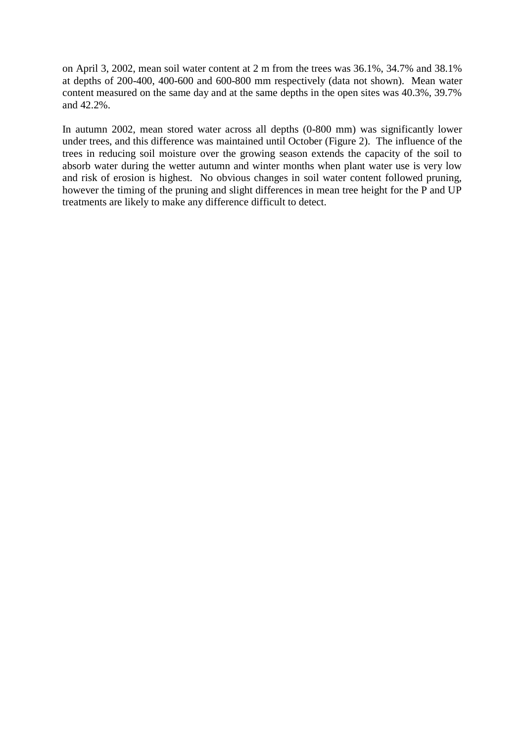on April 3, 2002, mean soil water content at 2 m from the trees was 36.1%, 34.7% and 38.1% at depths of 200-400, 400-600 and 600-800 mm respectively (data not shown). Mean water content measured on the same day and at the same depths in the open sites was 40.3%, 39.7% and 42.2%.

In autumn 2002, mean stored water across all depths (0-800 mm) was significantly lower under trees, and this difference was maintained until October (Figure 2). The influence of the trees in reducing soil moisture over the growing season extends the capacity of the soil to absorb water during the wetter autumn and winter months when plant water use is very low and risk of erosion is highest. No obvious changes in soil water content followed pruning, however the timing of the pruning and slight differences in mean tree height for the P and UP treatments are likely to make any difference difficult to detect.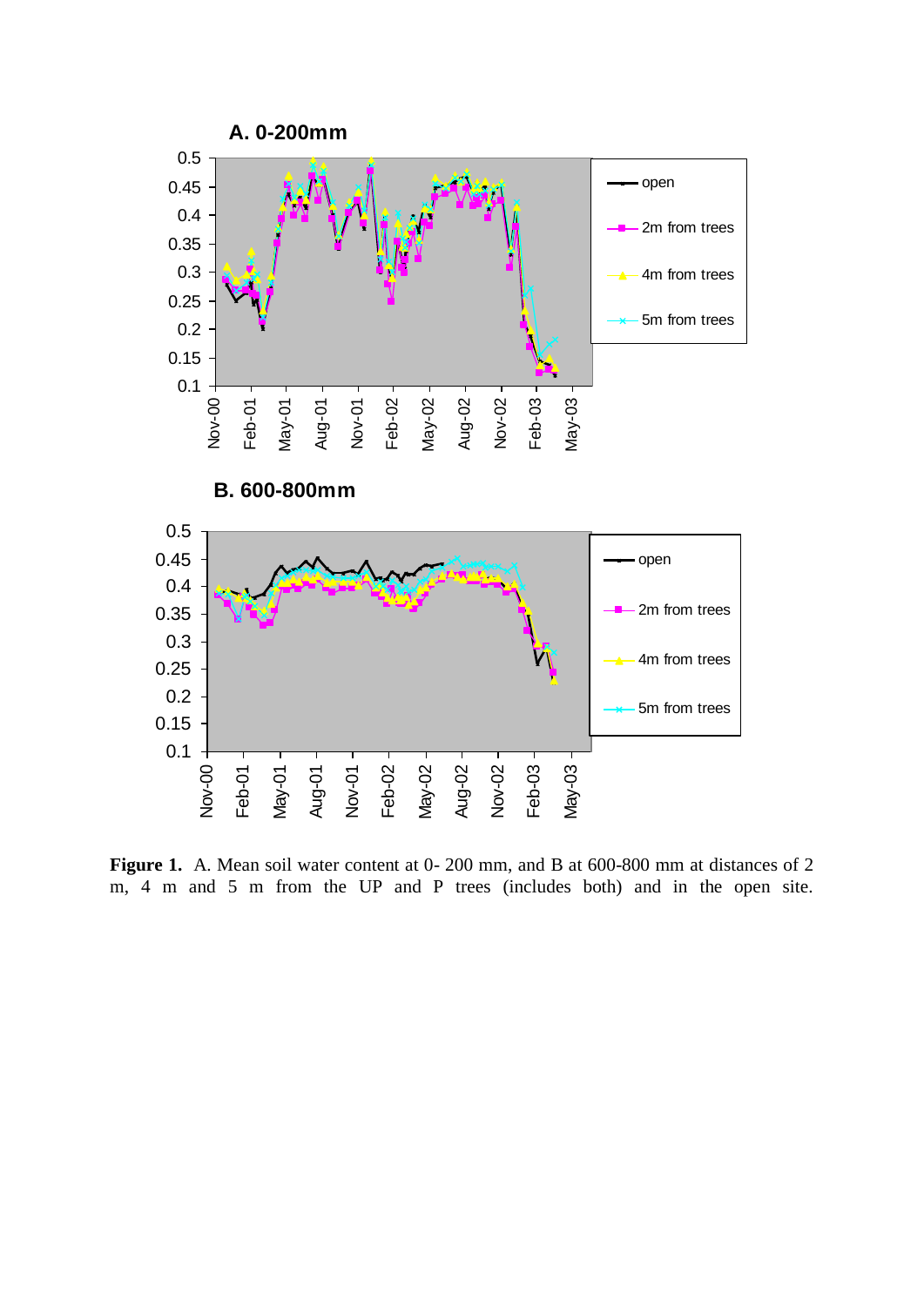**Figure 1.** A. Mean soil water content at 0- 200 mm, and B at 600-800 mm at distances of 2 m, 4 m and 5 m from the UP and P trees (includes both) and in the open site.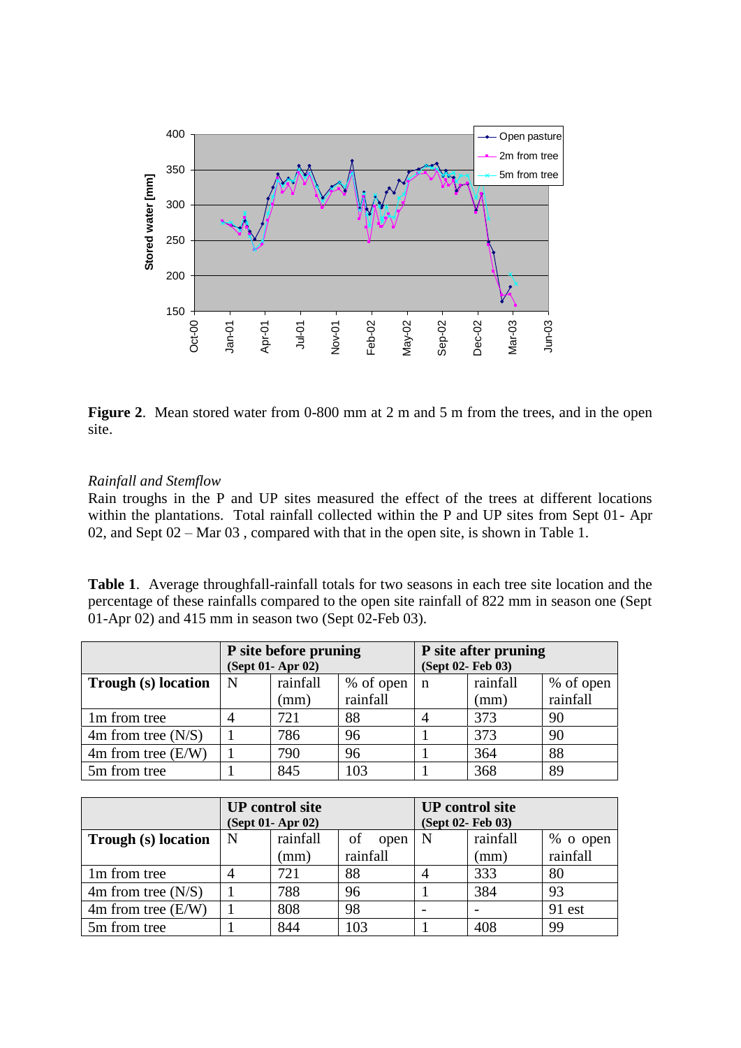**Figure 2**. Mean stored water from 0-800 mm at 2 m and 5 m from the trees, and in the open site.

*Rainfall and Stemflow*

Rain troughs in the P and UP sites measured the effect of the trees at different locations within the plantations. Total rainfall collected within the P and UP sites from Sept 01- Apr 02, and Sept 02 – Mar 03 , compared with that in the open site, is shown in Table 1.

**Table 1**. Average throughfall-rainfall totals for two seasons in each tree site location and the percentage of these rainfalls compared to the open site rainfall of 822 mm in season one (Sept 01-Apr 02) and 415 mm in season two (Sept 02-Feb 03).

| | **P site before pruning** (Sept 01- Apr 02) | | | **P site after pruning** (Sept 02- Feb 03) | | |
|---|---|---|---|---|---|---|
| **Trough (s) location** | N | rainfall (mm) | % of open rainfall | n | rainfall (mm) | % of open rainfall |
| 1m from tree | 4 | 721 | 88 | 4 | 373 | 90 |
| 4m from tree (N/S) | 1 | 786 | 96 | 1 | 373 | 90 |
| 4m from tree (E/W) | 1 | 790 | 96 | 1 | 364 | 88 |
| 5m from tree | 1 | 845 | 103 | 1 | 368 | 89 |

| | **UP control site** (Sept 01- Apr 02) | | | **UP control site** (Sept 02- Feb 03) | | |
|---|---|---|---|---|---|---|
| **Trough (s) location** | N | rainfall (mm) | of open rainfall | N | rainfall (mm) | % o open rainfall |
| 1m from tree | 4 | 721 | 88 | 4 | 333 | 80 |
| 4m from tree (N/S) | 1 | 788 | 96 | 1 | 384 | 93 |
| 4m from tree (E/W) | 1 | 808 | 98 | - | - | 91 est |
| 5m from tree | 1 | 844 | 103 | 1 | 408 | 99 |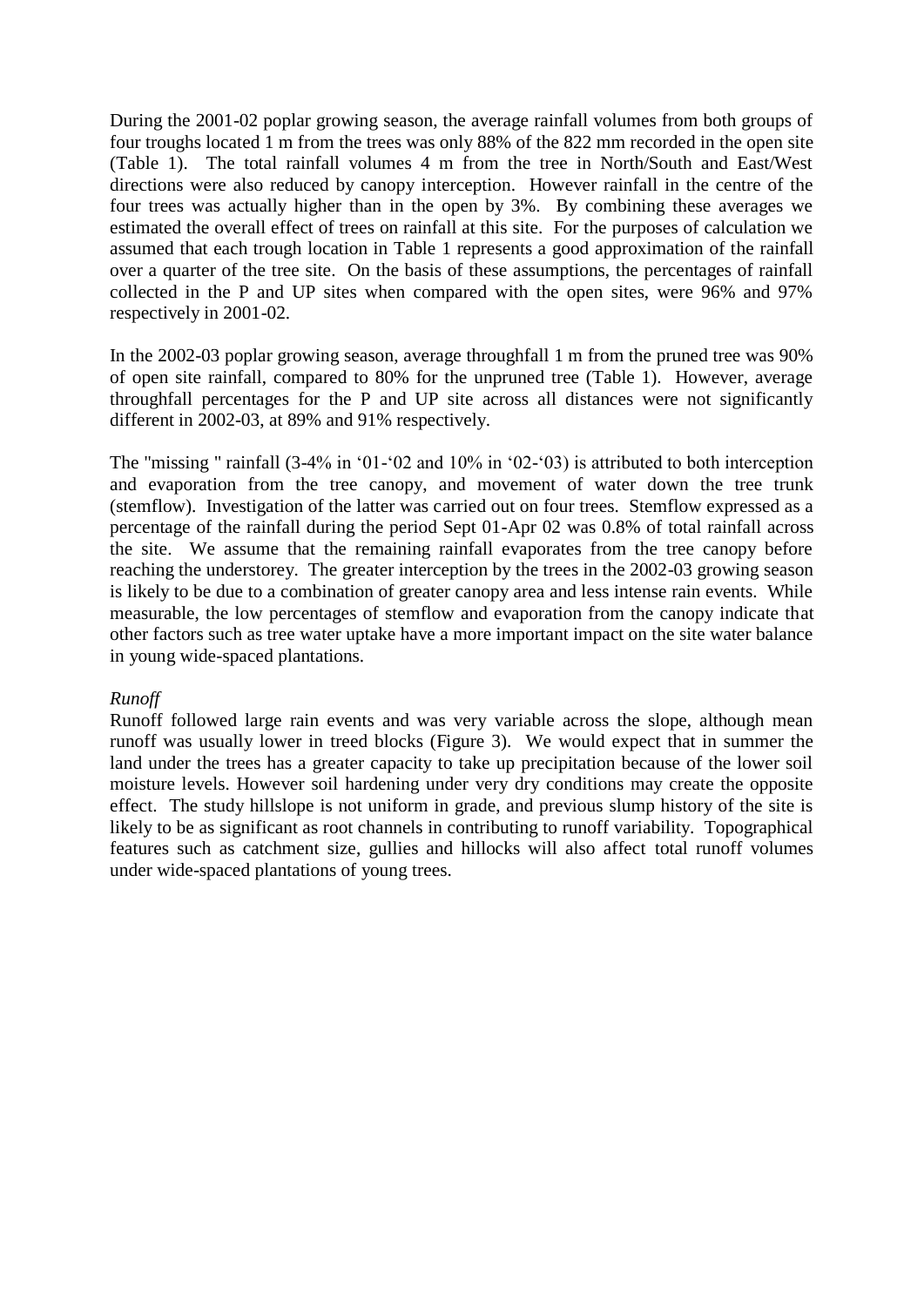During the 2001-02 poplar growing season, the average rainfall volumes from both groups of four troughs located 1 m from the trees was only 88% of the 822 mm recorded in the open site (Table 1). The total rainfall volumes 4 m from the tree in North/South and East/West directions were also reduced by canopy interception. However rainfall in the centre of the four trees was actually higher than in the open by 3%. By combining these averages we estimated the overall effect of trees on rainfall at this site. For the purposes of calculation we assumed that each trough location in Table 1 represents a good approximation of the rainfall over a quarter of the tree site. On the basis of these assumptions, the percentages of rainfall collected in the P and UP sites when compared with the open sites, were 96% and 97% respectively in 2001-02.

In the 2002-03 poplar growing season, average throughfall 1 m from the pruned tree was 90% of open site rainfall, compared to 80% for the unpruned tree (Table 1). However, average throughfall percentages for the P and UP site across all distances were not significantly different in 2002-03, at 89% and 91% respectively.

The "missing " rainfall (3-4% in '01-'02 and 10% in '02-'03) is attributed to both interception and evaporation from the tree canopy, and movement of water down the tree trunk (stemflow). Investigation of the latter was carried out on four trees. Stemflow expressed as a percentage of the rainfall during the period Sept 01-Apr 02 was 0.8% of total rainfall across the site. We assume that the remaining rainfall evaporates from the tree canopy before reaching the understorey. The greater interception by the trees in the 2002-03 growing season is likely to be due to a combination of greater canopy area and less intense rain events. While measurable, the low percentages of stemflow and evaporation from the canopy indicate that other factors such as tree water uptake have a more important impact on the site water balance in young wide-spaced plantations.

*Runoff*

Runoff followed large rain events and was very variable across the slope, although mean runoff was usually lower in treed blocks (Figure 3). We would expect that in summer the land under the trees has a greater capacity to take up precipitation because of the lower soil moisture levels. However soil hardening under very dry conditions may create the opposite effect. The study hillslope is not uniform in grade, and previous slump history of the site is likely to be as significant as root channels in contributing to runoff variability. Topographical features such as catchment size, gullies and hillocks will also affect total runoff volumes under wide-spaced plantations of young trees.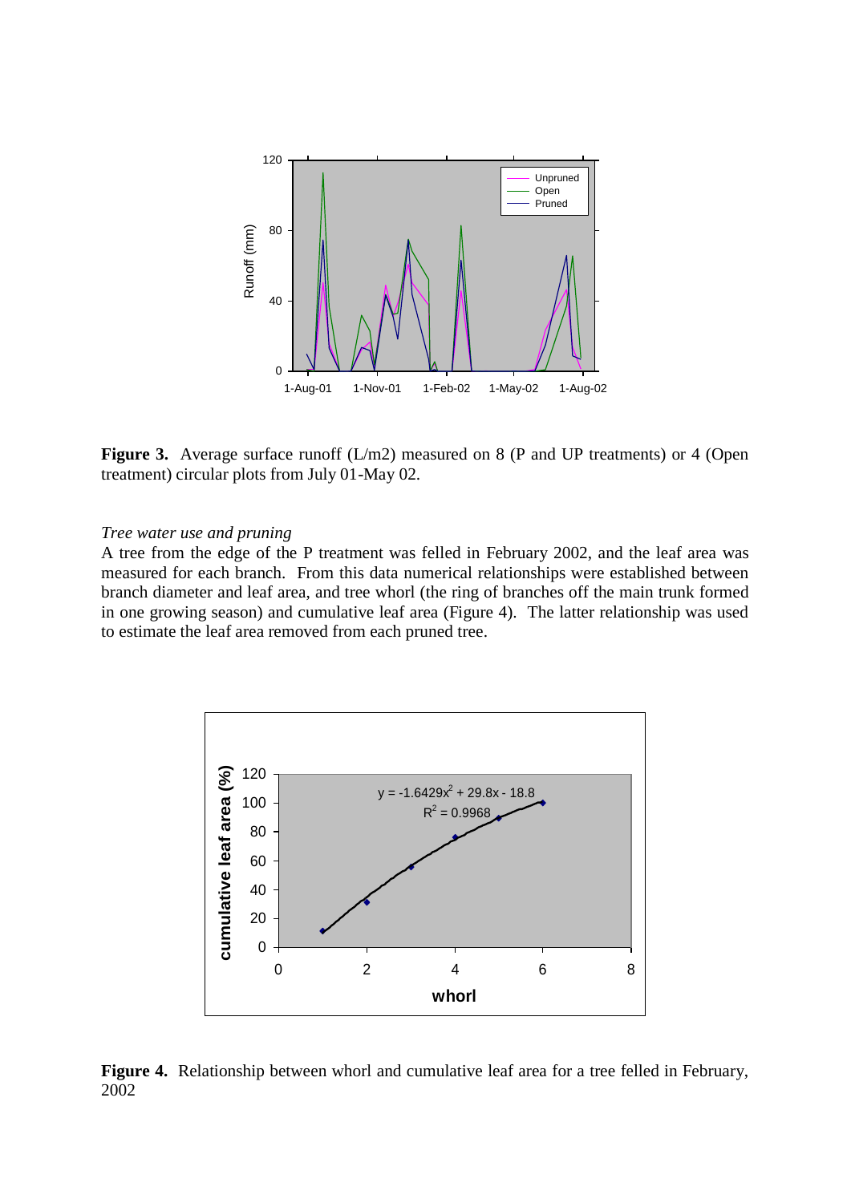**Figure 3.** Average surface runoff (L/m2) measured on 8 (P and UP treatments) or 4 (Open treatment) circular plots from July 01-May 02.

*Tree water use and pruning*

A tree from the edge of the P treatment was felled in February 2002, and the leaf area was measured for each branch. From this data numerical relationships were established between branch diameter and leaf area, and tree whorl (the ring of branches off the main trunk formed in one growing season) and cumulative leaf area (Figure 4). The latter relationship was used to estimate the leaf area removed from each pruned tree.

**Figure 4.** Relationship between whorl and cumulative leaf area for a tree felled in February, 2002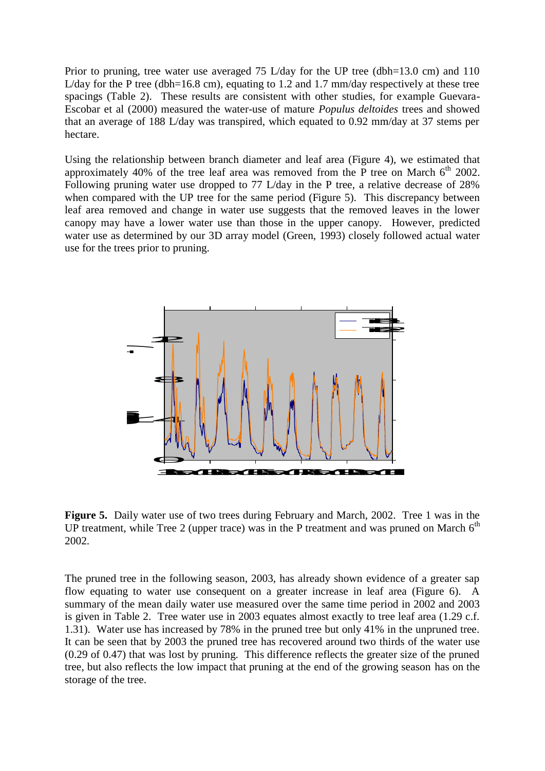Prior to pruning, tree water use averaged 75 L/day for the UP tree (dbh=13.0 cm) and 110 L/day for the P tree (dbh=16.8 cm), equating to 1.2 and 1.7 mm/day respectively at these tree spacings (Table 2). These results are consistent with other studies, for example Guevara-Escobar et al (2000) measured the water-use of mature *Populus deltoides* trees and showed that an average of 188 L/day was transpired, which equated to 0.92 mm/day at 37 stems per hectare.

Using the relationship between branch diameter and leaf area (Figure 4), we estimated that approximately 40% of the tree leaf area was removed from the P tree on March 6th 2002. Following pruning water use dropped to 77 L/day in the P tree, a relative decrease of 28% when compared with the UP tree for the same period (Figure 5). This discrepancy between leaf area removed and change in water use suggests that the removed leaves in the lower canopy may have a lower water use than those in the upper canopy. However, predicted water use as determined by our 3D array model (Green, 1993) closely followed actual water use for the trees prior to pruning.

**Figure 5.** Daily water use of two trees during February and March, 2002. Tree 1 was in the UP treatment, while Tree 2 (upper trace) was in the P treatment and was pruned on March 6th 2002.

The pruned tree in the following season, 2003, has already shown evidence of a greater sap flow equating to water use consequent on a greater increase in leaf area (Figure 6). A summary of the mean daily water use measured over the same time period in 2002 and 2003 is given in Table 2. Tree water use in 2003 equates almost exactly to tree leaf area (1.29 c.f. 1.31). Water use has increased by 78% in the pruned tree but only 41% in the unpruned tree. It can be seen that by 2003 the pruned tree has recovered around two thirds of the water use (0.29 of 0.47) that was lost by pruning. This difference reflects the greater size of the pruned tree, but also reflects the low impact that pruning at the end of the growing season has on the storage of the tree.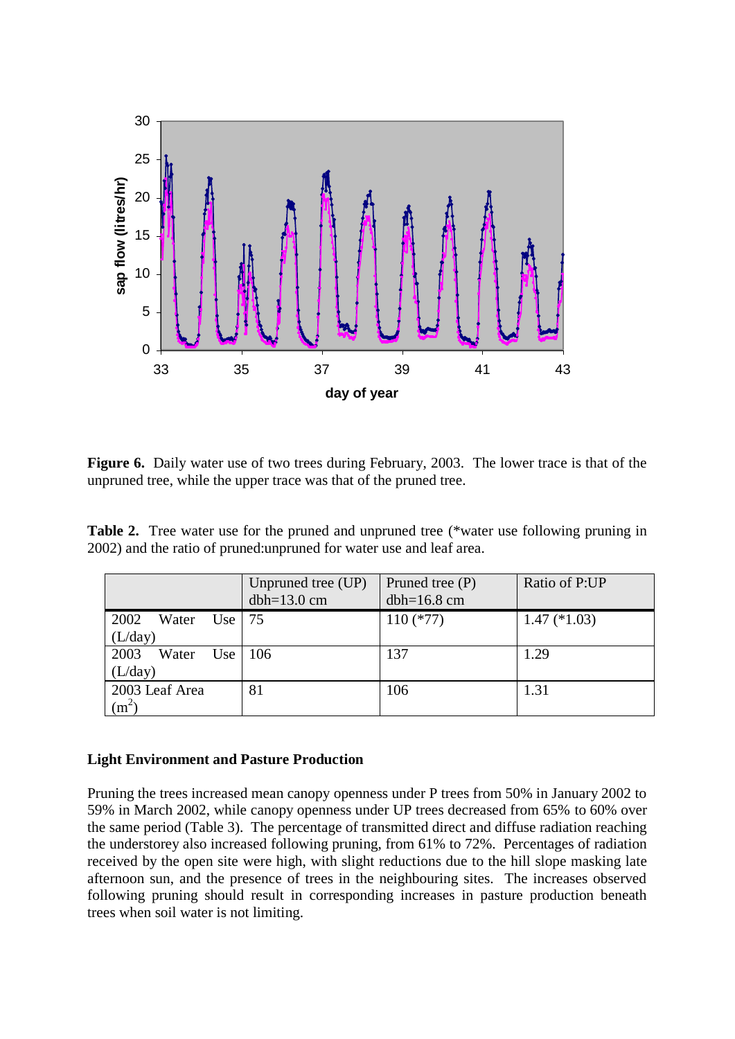**Figure 6.** Daily water use of two trees during February, 2003. The lower trace is that of the unpruned tree, while the upper trace was that of the pruned tree.

**Table 2.** Tree water use for the pruned and unpruned tree (*water use following pruning in 2002) and the ratio of pruned:unpruned for water use and leaf area.

| | Unpruned tree (UP) dbh=13.0 cm | Pruned tree (P) dbh=16.8 cm | Ratio of P:UP |
|---|---|---|---|
| 2002 Water Use (L/day) | 75 | 110 (*77) | 1.47 (*1.03) |
| 2003 Water Use (L/day) | 106 | 137 | 1.29 |
| 2003 Leaf Area ($m^2$) | 81 | 106 | 1.31 |

### Light Environment and Pasture Production

Pruning the trees increased mean canopy openness under P trees from 50% in January 2002 to 59% in March 2002, while canopy openness under UP trees decreased from 65% to 60% over the same period (Table 3). The percentage of transmitted direct and diffuse radiation reaching the understorey also increased following pruning, from 61% to 72%. Percentages of radiation received by the open site were high, with slight reductions due to the hill slope masking late afternoon sun, and the presence of trees in the neighbouring sites. The increases observed following pruning should result in corresponding increases in pasture production beneath trees when soil water is not limiting.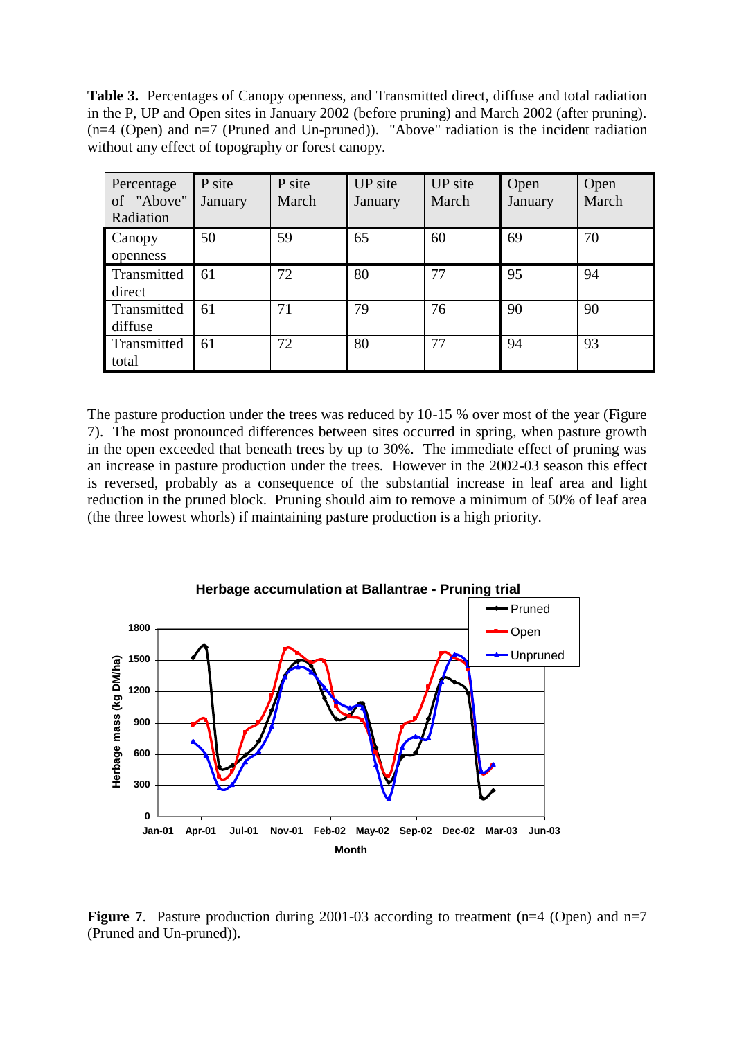**Table 3.** Percentages of Canopy openness, and Transmitted direct, diffuse and total radiation in the P, UP and Open sites in January 2002 (before pruning) and March 2002 (after pruning). (n=4 (Open) and n=7 (Pruned and Un-pruned)). "Above" radiation is the incident radiation without any effect of topography or forest canopy.

| Percentage of "Above" Radiation | P site January | P site March | UP site January | UP site March | Open January | Open March |
|---|---|---|---|---|---|---|
| Canopy openness | 50 | 59 | 65 | 60 | 69 | 70 |
| Transmitted direct | 61 | 72 | 80 | 77 | 95 | 94 |
| Transmitted diffuse | 61 | 71 | 79 | 76 | 90 | 90 |
| Transmitted total | 61 | 72 | 80 | 77 | 94 | 93 |

The pasture production under the trees was reduced by 10-15 % over most of the year (Figure 7). The most pronounced differences between sites occurred in spring, when pasture growth in the open exceeded that beneath trees by up to 30%. The immediate effect of pruning was an increase in pasture production under the trees. However in the 2002-03 season this effect is reversed, probably as a consequence of the substantial increase in leaf area and light reduction in the pruned block. Pruning should aim to remove a minimum of 50% of leaf area (the three lowest whorls) if maintaining pasture production is a high priority.

**Figure 7**. Pasture production during 2001-03 according to treatment (n=4 (Open) and n=7 (Pruned and Un-pruned)).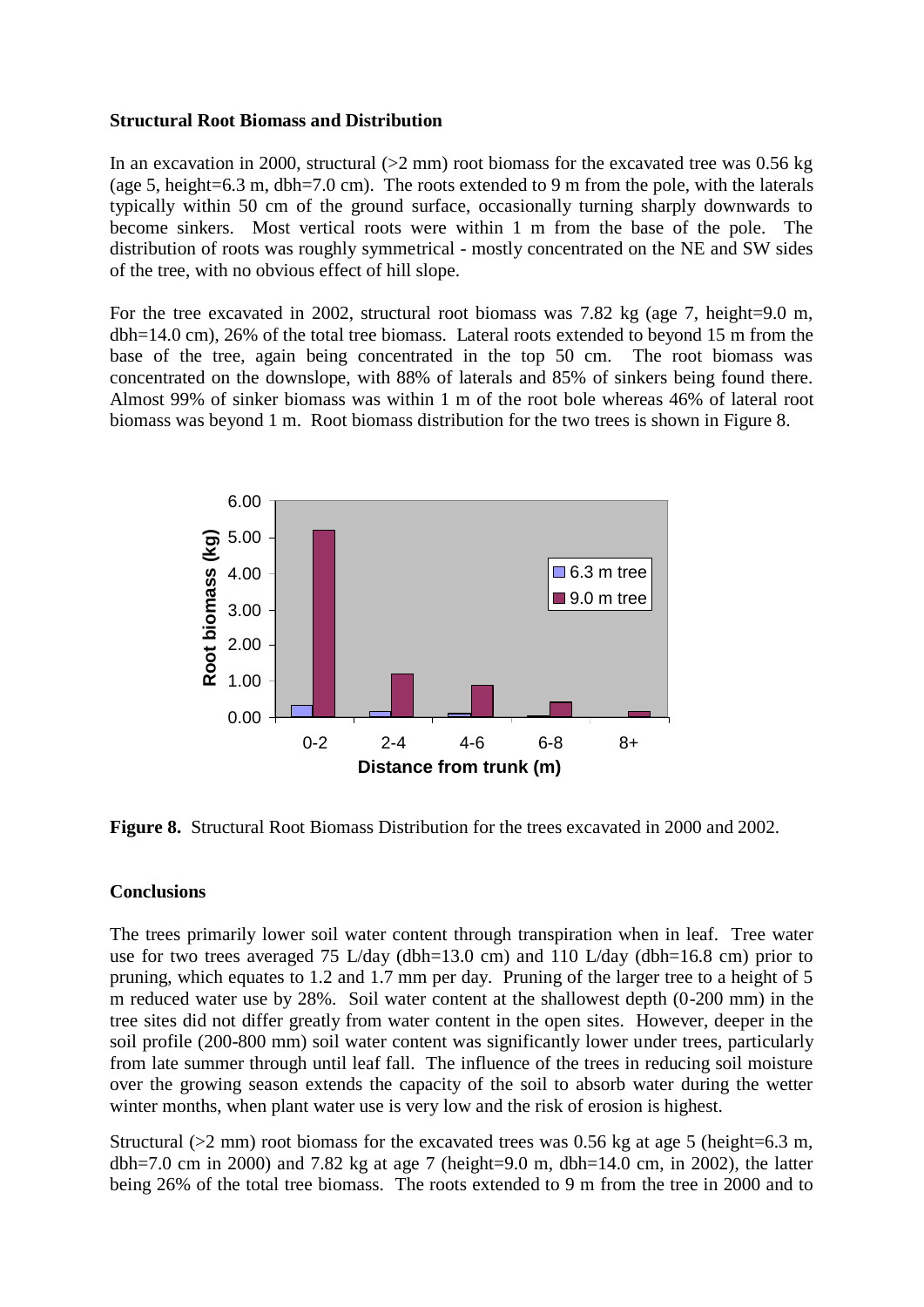**Structural Root Biomass and Distribution**

In an excavation in 2000, structural (>2 mm) root biomass for the excavated tree was 0.56 kg (age 5, height=6.3 m, dbh=7.0 cm). The roots extended to 9 m from the pole, with the laterals typically within 50 cm of the ground surface, occasionally turning sharply downwards to become sinkers. Most vertical roots were within 1 m from the base of the pole. The distribution of roots was roughly symmetrical - mostly concentrated on the NE and SW sides of the tree, with no obvious effect of hill slope.

For the tree excavated in 2002, structural root biomass was 7.82 kg (age 7, height=9.0 m, dbh=14.0 cm), 26% of the total tree biomass. Lateral roots extended to beyond 15 m from the base of the tree, again being concentrated in the top 50 cm. The root biomass was concentrated on the downslope, with 88% of laterals and 85% of sinkers being found there. Almost 99% of sinker biomass was within 1 m of the root bole whereas 46% of lateral root biomass was beyond 1 m. Root biomass distribution for the two trees is shown in Figure 8.

**Figure 8.** Structural Root Biomass Distribution for the trees excavated in 2000 and 2002.

**Conclusions**

The trees primarily lower soil water content through transpiration when in leaf. Tree water use for two trees averaged 75 L/day (dbh=13.0 cm) and 110 L/day (dbh=16.8 cm) prior to pruning, which equates to 1.2 and 1.7 mm per day. Pruning of the larger tree to a height of 5 m reduced water use by 28%. Soil water content at the shallowest depth (0-200 mm) in the tree sites did not differ greatly from water content in the open sites. However, deeper in the soil profile (200-800 mm) soil water content was significantly lower under trees, particularly from late summer through until leaf fall. The influence of the trees in reducing soil moisture over the growing season extends the capacity of the soil to absorb water during the wetter winter months, when plant water use is very low and the risk of erosion is highest.

Structural (>2 mm) root biomass for the excavated trees was 0.56 kg at age 5 (height=6.3 m, dbh=7.0 cm in 2000) and 7.82 kg at age 7 (height=9.0 m, dbh=14.0 cm, in 2002), the latter being 26% of the total tree biomass. The roots extended to 9 m from the tree in 2000 and to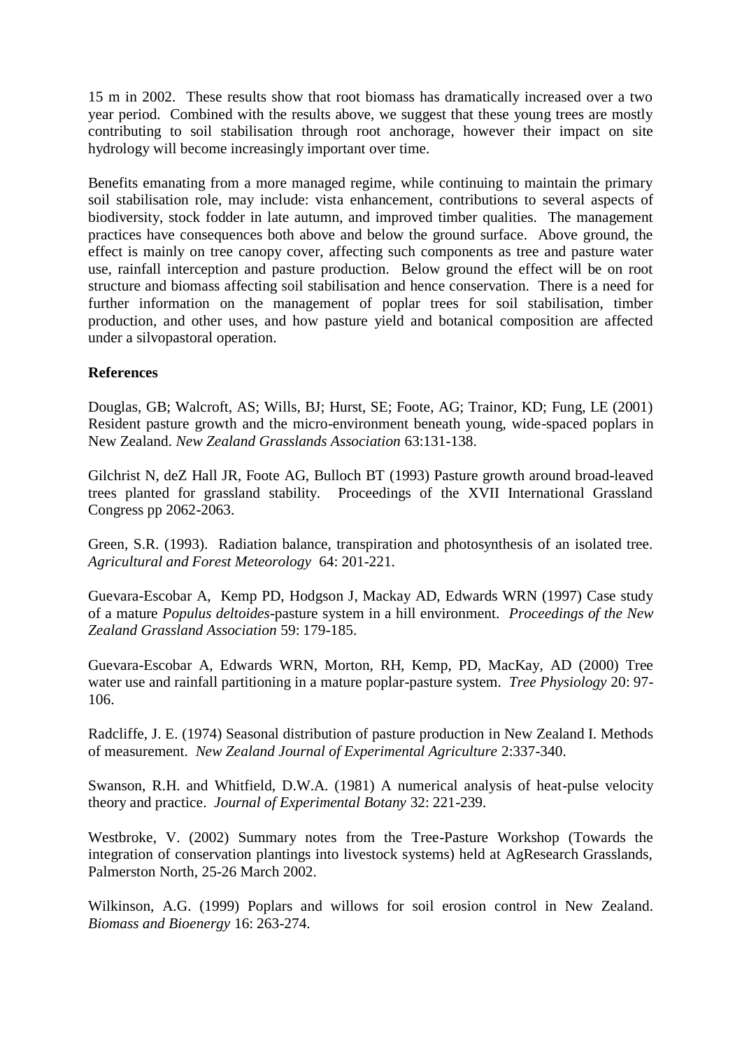15 m in 2002. These results show that root biomass has dramatically increased over a two year period. Combined with the results above, we suggest that these young trees are mostly contributing to soil stabilisation through root anchorage, however their impact on site hydrology will become increasingly important over time.

Benefits emanating from a more managed regime, while continuing to maintain the primary soil stabilisation role, may include: vista enhancement, contributions to several aspects of biodiversity, stock fodder in late autumn, and improved timber qualities. The management practices have consequences both above and below the ground surface. Above ground, the effect is mainly on tree canopy cover, affecting such components as tree and pasture water use, rainfall interception and pasture production. Below ground the effect will be on root structure and biomass affecting soil stabilisation and hence conservation. There is a need for further information on the management of poplar trees for soil stabilisation, timber production, and other uses, and how pasture yield and botanical composition are affected under a silvopastoral operation.

**References**

Douglas, GB; Walcroft, AS; Wills, BJ; Hurst, SE; Foote, AG; Trainor, KD; Fung, LE (2001) Resident pasture growth and the micro-environment beneath young, wide-spaced poplars in New Zealand. *New Zealand Grasslands Association* 63:131-138.

Gilchrist N, deZ Hall JR, Foote AG, Bulloch BT (1993) Pasture growth around broad-leaved trees planted for grassland stability. Proceedings of the XVII International Grassland Congress pp 2062-2063.

Green, S.R. (1993). Radiation balance, transpiration and photosynthesis of an isolated tree. *Agricultural and Forest Meteorology* 64: 201-221.

Guevara-Escobar A, Kemp PD, Hodgson J, Mackay AD, Edwards WRN (1997) Case study of a mature *Populus deltoides*-pasture system in a hill environment. *Proceedings of the New Zealand Grassland Association* 59: 179-185.

Guevara-Escobar A, Edwards WRN, Morton, RH, Kemp, PD, MacKay, AD (2000) Tree water use and rainfall partitioning in a mature poplar-pasture system. *Tree Physiology* 20: 97-106.

Radcliffe, J. E. (1974) Seasonal distribution of pasture production in New Zealand I. Methods of measurement. *New Zealand Journal of Experimental Agriculture* 2:337-340.

Swanson, R.H. and Whitfield, D.W.A. (1981) A numerical analysis of heat-pulse velocity theory and practice. *Journal of Experimental Botany* 32: 221-239.

Westbroke, V. (2002) Summary notes from the Tree-Pasture Workshop (Towards the integration of conservation plantings into livestock systems) held at AgResearch Grasslands, Palmerston North, 25-26 March 2002.

Wilkinson, A.G. (1999) Poplars and willows for soil erosion control in New Zealand. *Biomass and Bioenergy* 16: 263-274.